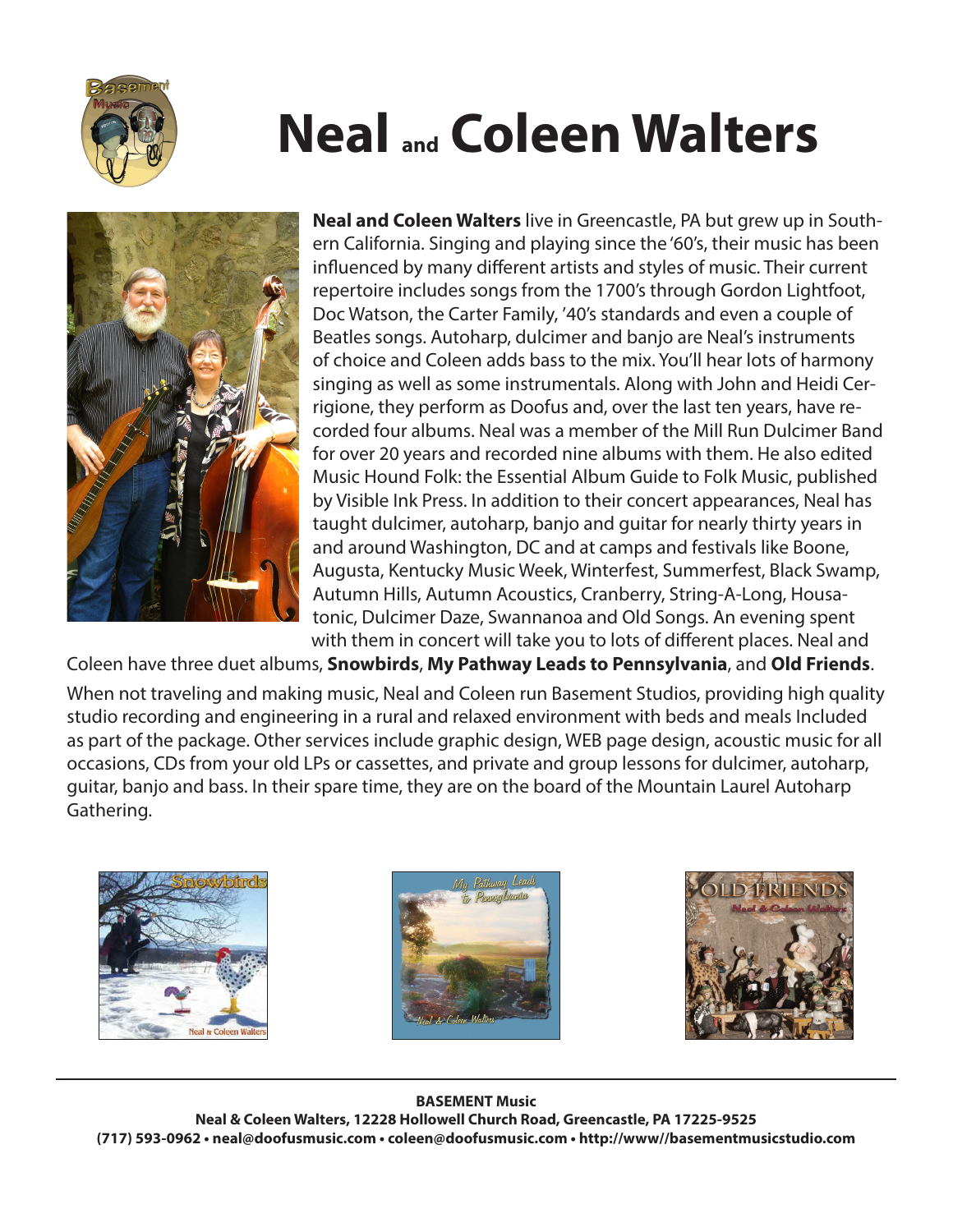# Neal and Coleen Walters

**Neal and Coleen Walters** live in Greencastle, PA but grew up in Southern California. Singing and playing since the '60's, their music has been influenced by many different artists and styles of music. Their current repertoire includes songs from the 1700's through Gordon Lightfoot, Doc Watson, the Carter Family, '40's standards and even a couple of Beatles songs. Autoharp, dulcimer and banjo are Neal's instruments of choice and Coleen adds bass to the mix. You'll hear lots of harmony singing as well as some instrumentals. Along with John and Heidi Cerrigione, they perform as Doofus and, over the last ten years, have recorded four albums. Neal was a member of the Mill Run Dulcimer Band for over 20 years and recorded nine albums with them. He also edited Music Hound Folk: the Essential Album Guide to Folk Music, published by Visible Ink Press. In addition to their concert appearances, Neal has taught dulcimer, autoharp, banjo and guitar for nearly thirty years in and around Washington, DC and at camps and festivals like Boone, Augusta, Kentucky Music Week, Winterfest, Summerfest, Black Swamp, Autumn Hills, Autumn Acoustics, Cranberry, String-A-Long, Housatonic, Dulcimer Daze, Swannanoa and Old Songs. An evening spent with them in concert will take you to lots of different places. Neal and Coleen have three duet albums, **Snowbirds**, **My Pathway Leads to Pennsylvania**, and **Old Friends**.

When not traveling and making music, Neal and Coleen run Basement Studios, providing high quality studio recording and engineering in a rural and relaxed environment with beds and meals Included as part of the package. Other services include graphic design, WEB page design, acoustic music for all occasions, CDs from your old LPs or cassettes, and private and group lessons for dulcimer, autoharp, guitar, banjo and bass. In their spare time, they are on the board of the Mountain Laurel Autoharp Gathering.

**BASEMENT Music**
**Neal & Coleen Walters, 12228 Hollowell Church Road, Greencastle, PA 17225-9525**
**(717) 593-0962 • neal@doofusmusic.com • coleen@doofusmusic.com • http://www//basementmusicstudio.com**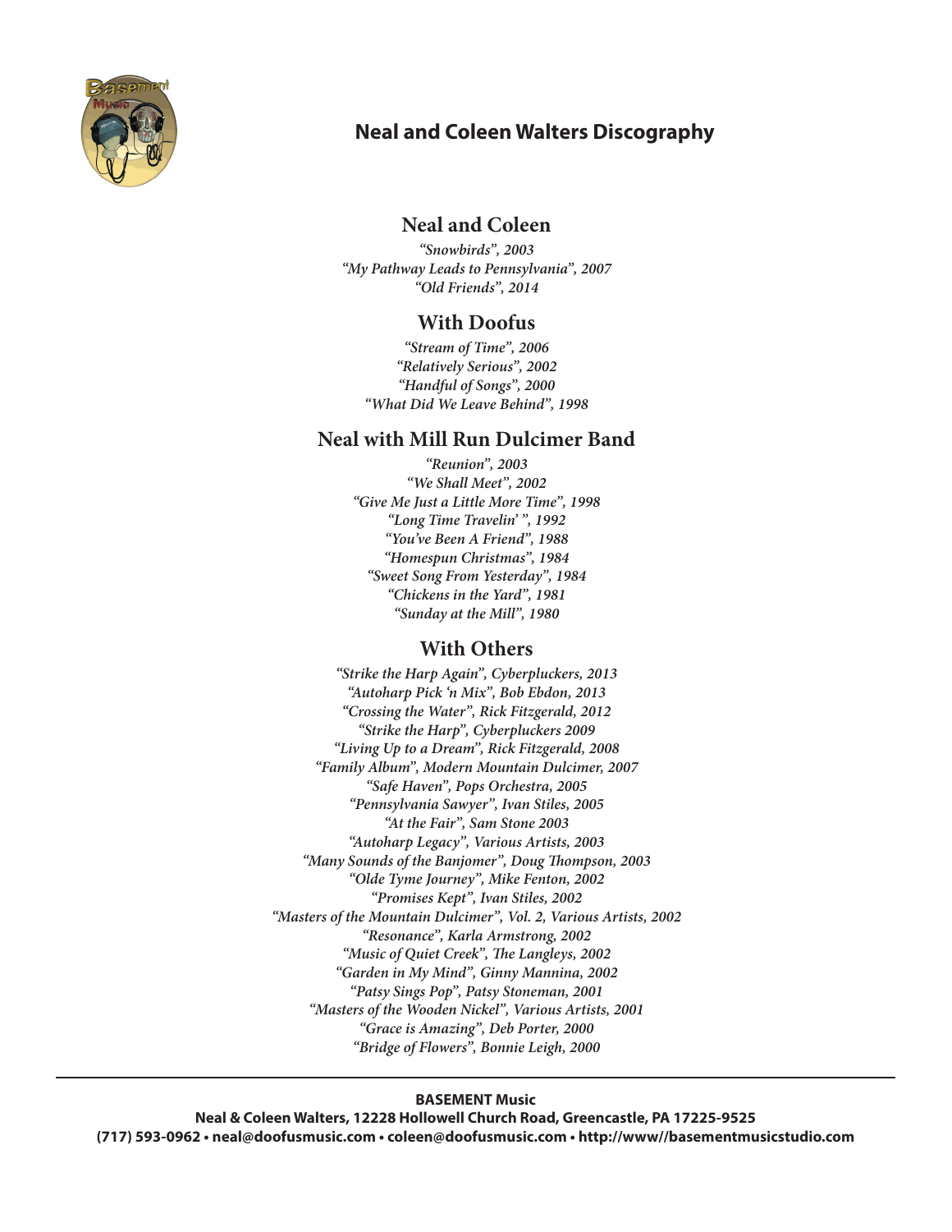# Neal and Coleen Walters Discography

## Neal and Coleen

*"Snowbirds", 2003*
*"My Pathway Leads to Pennsylvania", 2007*
*"Old Friends", 2014*

## With Doofus

*"Stream of Time", 2006*
*"Relatively Serious", 2002*
*"Handful of Songs", 2000*
*"What Did We Leave Behind", 1998*

## Neal with Mill Run Dulcimer Band

*"Reunion", 2003*
*"We Shall Meet", 2002*
*"Give Me Just a Little More Time", 1998*
*"Long Time Travelin' ", 1992*
*"You've Been A Friend", 1988*
*"Homespun Christmas", 1984*
*"Sweet Song From Yesterday", 1984*
*"Chickens in the Yard", 1981*
*"Sunday at the Mill", 1980*

## With Others

*"Strike the Harp Again", Cyberpluckers, 2013*
*"Autoharp Pick 'n Mix", Bob Ebdon, 2013*
*"Crossing the Water", Rick Fitzgerald, 2012*
*"Strike the Harp", Cyberpluckers 2009*
*"Living Up to a Dream", Rick Fitzgerald, 2008*
*"Family Album", Modern Mountain Dulcimer, 2007*
*"Safe Haven", Pops Orchestra, 2005*
*"Pennsylvania Sawyer", Ivan Stiles, 2005*
*"At the Fair", Sam Stone 2003*
*"Autoharp Legacy", Various Artists, 2003*
*"Many Sounds of the Banjomer", Doug Thompson, 2003*
*"Olde Tyme Journey", Mike Fenton, 2002*
*"Promises Kept", Ivan Stiles, 2002*
*"Masters of the Mountain Dulcimer", Vol. 2, Various Artists, 2002*
*"Resonance", Karla Armstrong, 2002*
*"Music of Quiet Creek", The Langleys, 2002*
*"Garden in My Mind", Ginny Mannina, 2002*
*"Patsy Sings Pop", Patsy Stoneman, 2001*
*"Masters of the Wooden Nickel", Various Artists, 2001*
*"Grace is Amazing", Deb Porter, 2000*
*"Bridge of Flowers", Bonnie Leigh, 2000*

---

**BASEMENT Music**
**Neal & Coleen Walters, 12228 Hollowell Church Road, Greencastle, PA 17225-9525**
**(717) 593-0962 • neal@doofusmusic.com • coleen@doofusmusic.com • http://www//basementmusicstudio.com**